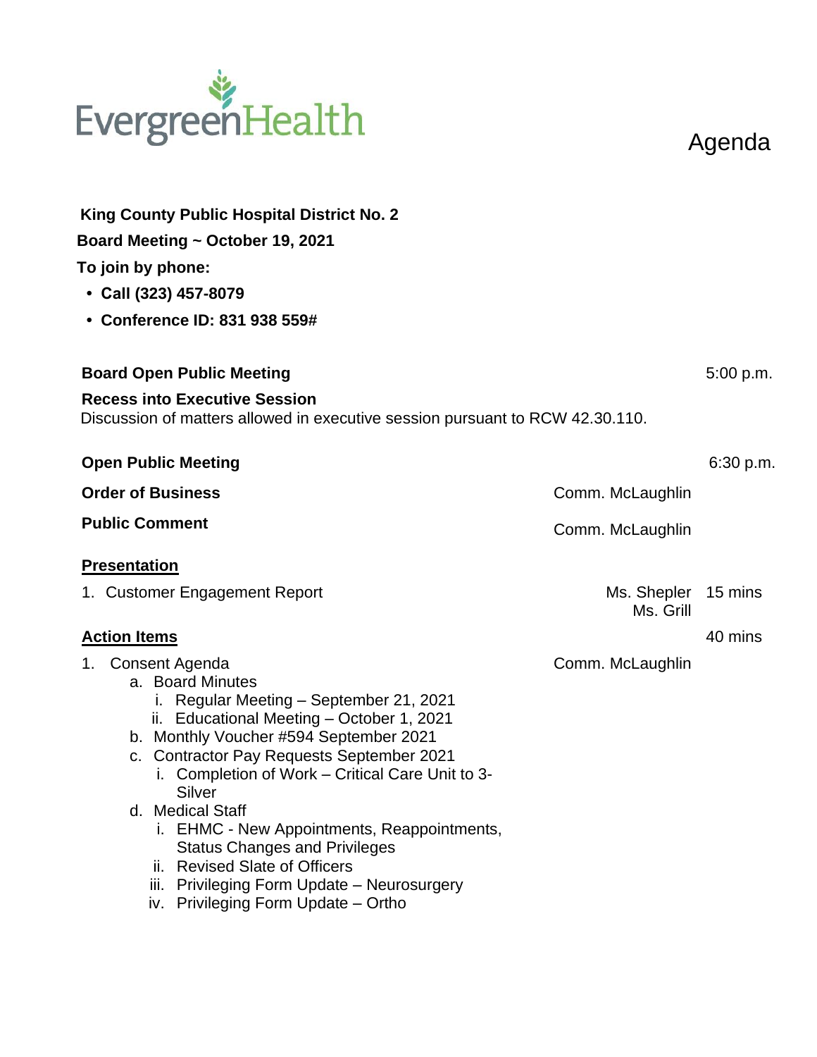EvergreenHealth

# Agenda

**King County Public Hospital District No. 2**

**Board Meeting ~ October 19, 2021**

**To join by phone:**

- **Call (323) 457-8079**
- **Conference ID: 831 938 559#**

**Board Open Public Meeting** 5:00 p.m.

**Recess into Executive Session**
Discussion of matters allowed in executive session pursuant to RCW 42.30.110.

**Open Public Meeting** 6:30 p.m.

**Order of Business** Comm. McLaughlin

**Public Comment** Comm. McLaughlin

**Presentation**

1. Customer Engagement Report — Ms. Shepler, Ms. Grill — 15 mins

**Action Items** — 40 mins

1. Consent Agenda — Comm. McLaughlin
   a. Board Minutes
      i. Regular Meeting – September 21, 2021
      ii. Educational Meeting – October 1, 2021
   b. Monthly Voucher #594 September 2021
   c. Contractor Pay Requests September 2021
      i. Completion of Work – Critical Care Unit to 3-Silver
   d. Medical Staff
      i. EHMC - New Appointments, Reappointments, Status Changes and Privileges
      ii. Revised Slate of Officers
      iii. Privileging Form Update – Neurosurgery
      iv. Privileging Form Update – Ortho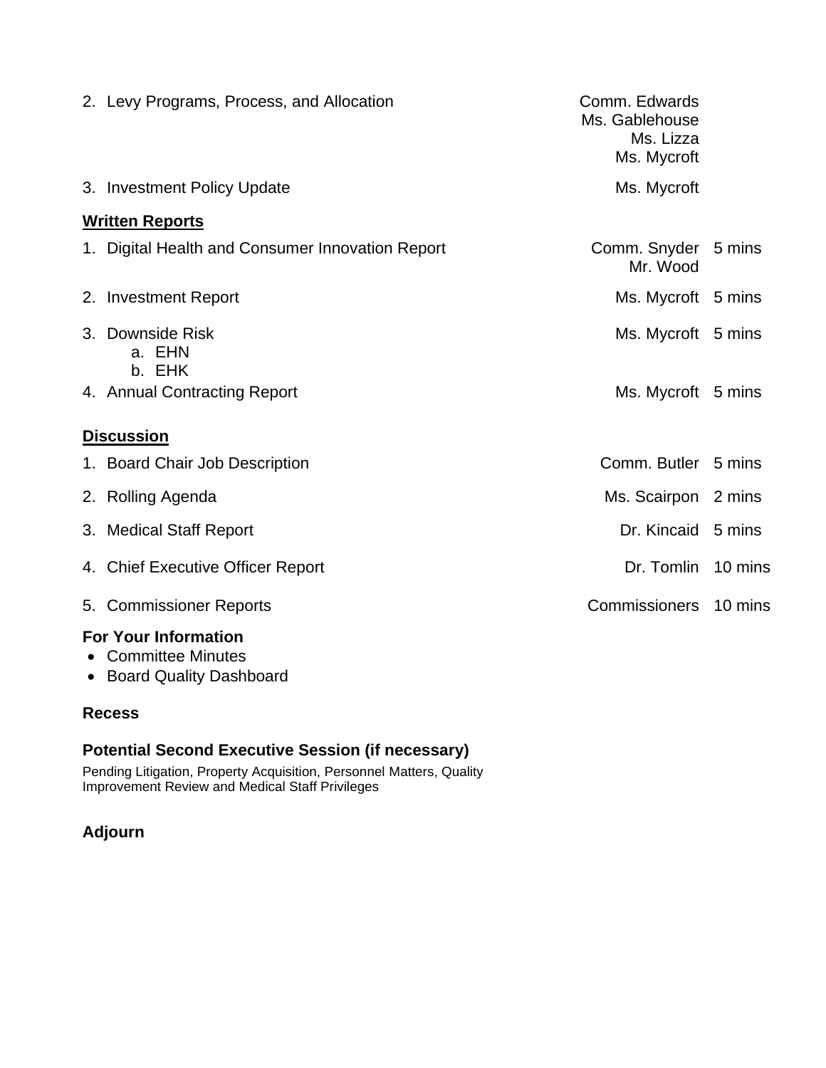2. Levy Programs, Process, and Allocation — Comm. Edwards, Ms. Gablehouse, Ms. Lizza, Ms. Mycroft

3. Investment Policy Update — Ms. Mycroft

**Written Reports**

| | | |
|---|---|---|
| 1. Digital Health and Consumer Innovation Report | Comm. Snyder<br>Mr. Wood | 5 mins |
| 2. Investment Report | Ms. Mycroft | 5 mins |
| 3. Downside Risk<br>a. EHN<br>b. EHK | Ms. Mycroft | 5 mins |
| 4. Annual Contracting Report | Ms. Mycroft | 5 mins |

**Discussion**

| | | |
|---|---|---|
| 1. Board Chair Job Description | Comm. Butler | 5 mins |
| 2. Rolling Agenda | Ms. Scairpon | 2 mins |
| 3. Medical Staff Report | Dr. Kincaid | 5 mins |
| 4. Chief Executive Officer Report | Dr. Tomlin | 10 mins |
| 5. Commissioner Reports | Commissioners | 10 mins |

**For Your Information**

- Committee Minutes
- Board Quality Dashboard

**Recess**

**Potential Second Executive Session (if necessary)**

Pending Litigation, Property Acquisition, Personnel Matters, Quality Improvement Review and Medical Staff Privileges

**Adjourn**